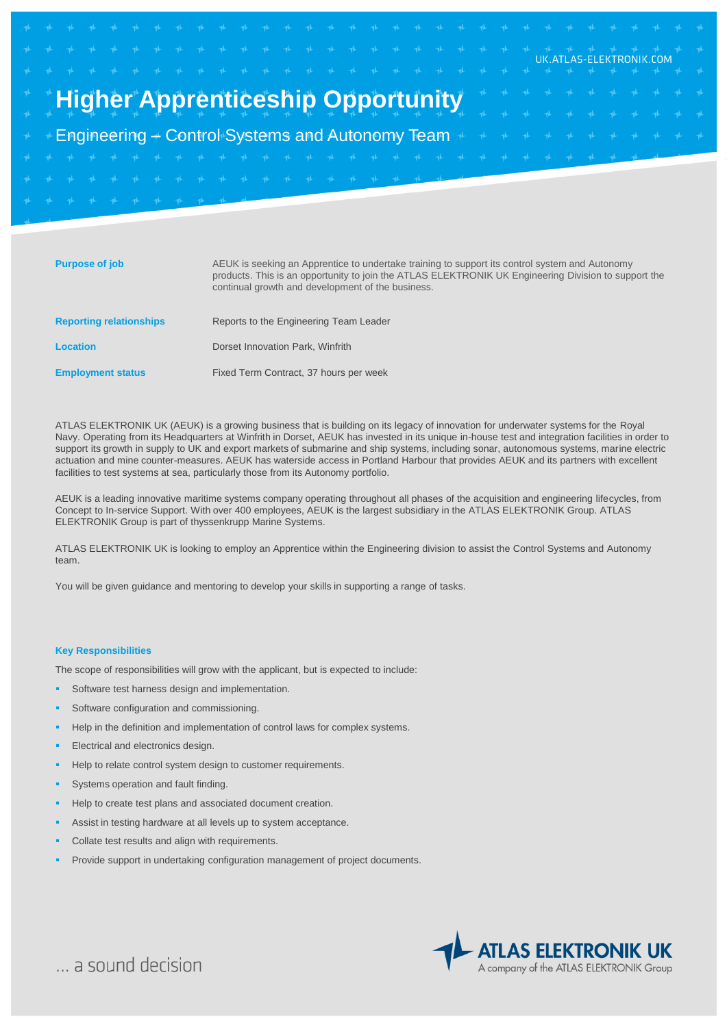UK.ATLAS-ELEKTRONIK.COM

# Higher Apprenticeship Opportunity

## Engineering – Control Systems and Autonomy Team

| | |
|---|---|
| **Purpose of job** | AEUK is seeking an Apprentice to undertake training to support its control system and Autonomy products. This is an opportunity to join the ATLAS ELEKTRONIK UK Engineering Division to support the continual growth and development of the business. |
| **Reporting relationships** | Reports to the Engineering Team Leader |
| **Location** | Dorset Innovation Park, Winfrith |
| **Employment status** | Fixed Term Contract, 37 hours per week |

ATLAS ELEKTRONIK UK (AEUK) is a growing business that is building on its legacy of innovation for underwater systems for the Royal Navy. Operating from its Headquarters at Winfrith in Dorset, AEUK has invested in its unique in-house test and integration facilities in order to support its growth in supply to UK and export markets of submarine and ship systems, including sonar, autonomous systems, marine electric actuation and mine counter-measures. AEUK has waterside access in Portland Harbour that provides AEUK and its partners with excellent facilities to test systems at sea, particularly those from its Autonomy portfolio.

AEUK is a leading innovative maritime systems company operating throughout all phases of the acquisition and engineering lifecycles, from Concept to In-service Support. With over 400 employees, AEUK is the largest subsidiary in the ATLAS ELEKTRONIK Group. ATLAS ELEKTRONIK Group is part of thyssenkrupp Marine Systems.

ATLAS ELEKTRONIK UK is looking to employ an Apprentice within the Engineering division to assist the Control Systems and Autonomy team.

You will be given guidance and mentoring to develop your skills in supporting a range of tasks.

### Key Responsibilities

The scope of responsibilities will grow with the applicant, but is expected to include:

- Software test harness design and implementation.
- Software configuration and commissioning.
- Help in the definition and implementation of control laws for complex systems.
- Electrical and electronics design.
- Help to relate control system design to customer requirements.
- Systems operation and fault finding.
- Help to create test plans and associated document creation.
- Assist in testing hardware at all levels up to system acceptance.
- Collate test results and align with requirements.
- Provide support in undertaking configuration management of project documents.

... a sound decision

ATLAS ELEKTRONIK UK
A company of the ATLAS ELEKTRONIK Group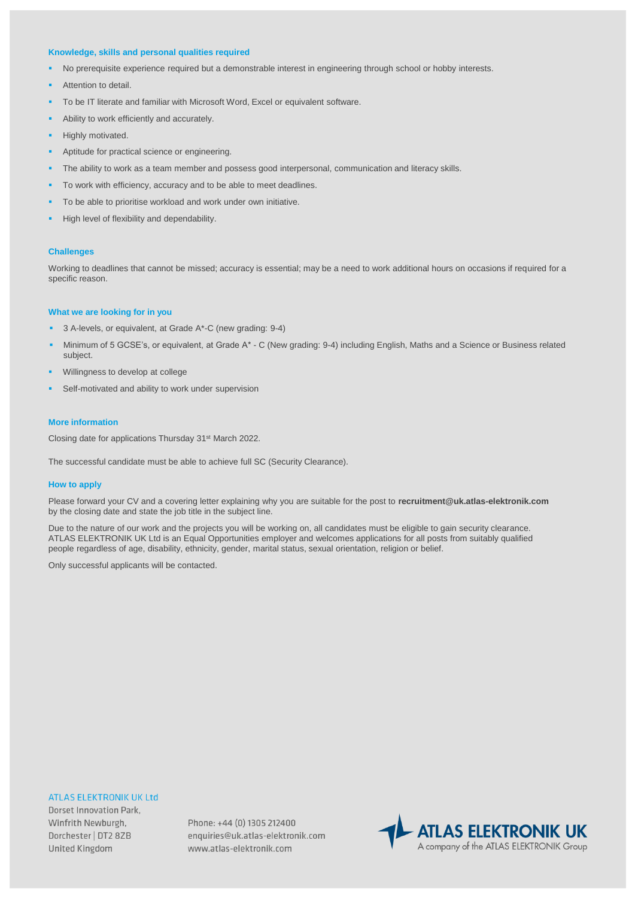### Knowledge, skills and personal qualities required

- No prerequisite experience required but a demonstrable interest in engineering through school or hobby interests.
- Attention to detail.
- To be IT literate and familiar with Microsoft Word, Excel or equivalent software.
- Ability to work efficiently and accurately.
- Highly motivated.
- Aptitude for practical science or engineering.
- The ability to work as a team member and possess good interpersonal, communication and literacy skills.
- To work with efficiency, accuracy and to be able to meet deadlines.
- To be able to prioritise workload and work under own initiative.
- High level of flexibility and dependability.

### Challenges

Working to deadlines that cannot be missed; accuracy is essential; may be a need to work additional hours on occasions if required for a specific reason.

### What we are looking for in you

- 3 A-levels, or equivalent, at Grade A*-C (new grading: 9-4)
- Minimum of 5 GCSE's, or equivalent, at Grade A* - C (New grading: 9-4) including English, Maths and a Science or Business related subject.
- Willingness to develop at college
- Self-motivated and ability to work under supervision

### More information

Closing date for applications Thursday 31st March 2022.

The successful candidate must be able to achieve full SC (Security Clearance).

### How to apply

Please forward your CV and a covering letter explaining why you are suitable for the post to **recruitment@uk.atlas-elektronik.com** by the closing date and state the job title in the subject line.

Due to the nature of our work and the projects you will be working on, all candidates must be eligible to gain security clearance. ATLAS ELEKTRONIK UK Ltd is an Equal Opportunities employer and welcomes applications for all posts from suitably qualified people regardless of age, disability, ethnicity, gender, marital status, sexual orientation, religion or belief.

Only successful applicants will be contacted.

ATLAS ELEKTRONIK UK Ltd
Dorset Innovation Park,
Winfrith Newburgh,
Dorchester | DT2 8ZB
United Kingdom

Phone: +44 (0) 1305 212400
enquiries@uk.atlas-elektronik.com
www.atlas-elektronik.com

ATLAS ELEKTRONIK UK
A company of the ATLAS ELEKTRONIK Group